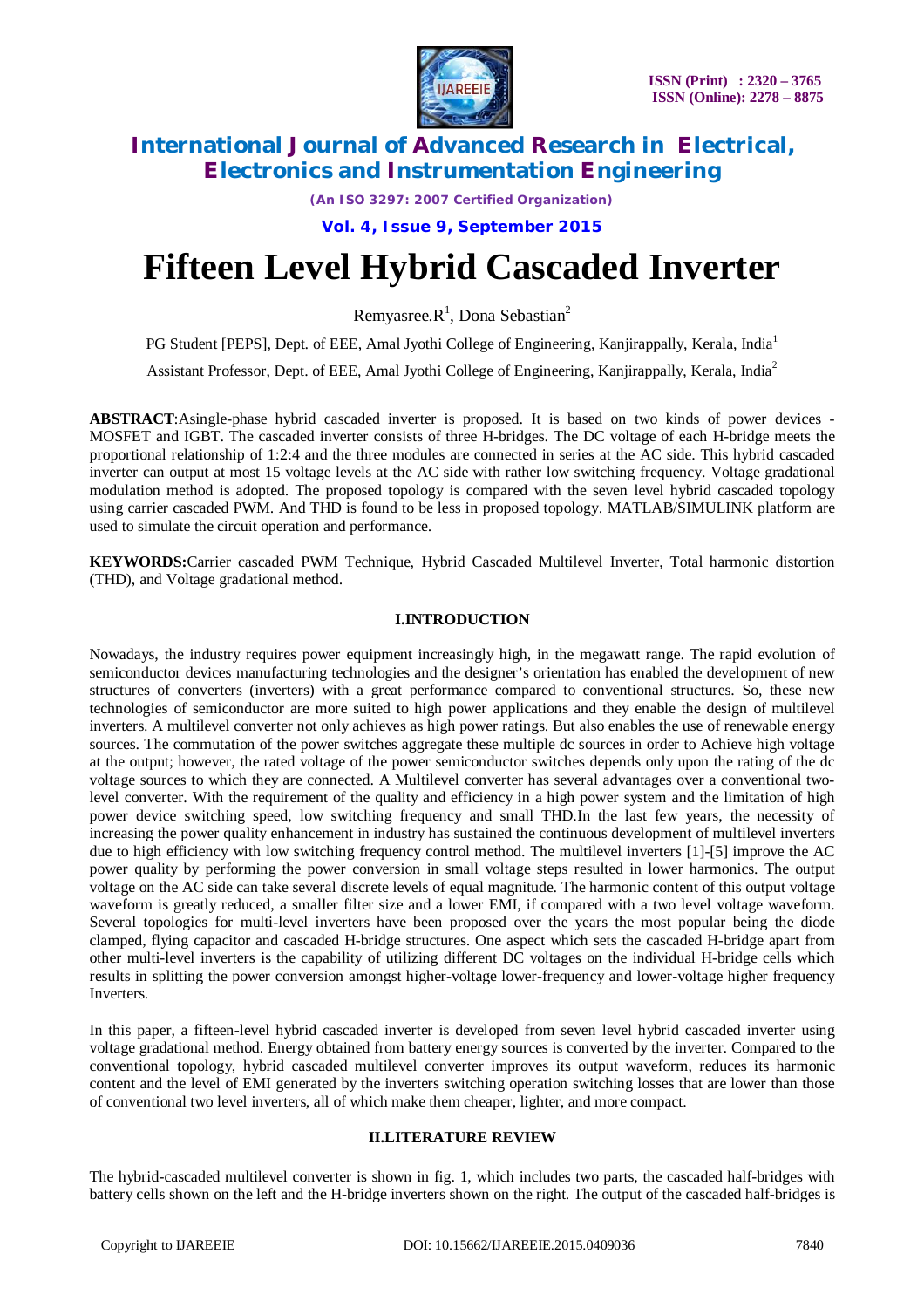# Fifteen Level Hybrid Cascaded Inverter

Remyasree.R[1], Dona Sebastian[2]

PG Student [PEPS], Dept. of EEE, Amal Jyothi College of Engineering, Kanjirappally, Kerala, India[1]

Assistant Professor, Dept. of EEE, Amal Jyothi College of Engineering, Kanjirappally, Kerala, India[2]

**ABSTRACT**:Asingle-phase hybrid cascaded inverter is proposed. It is based on two kinds of power devices - MOSFET and IGBT. The cascaded inverter consists of three H-bridges. The DC voltage of each H-bridge meets the proportional relationship of 1:2:4 and the three modules are connected in series at the AC side. This hybrid cascaded inverter can output at most 15 voltage levels at the AC side with rather low switching frequency. Voltage gradational modulation method is adopted. The proposed topology is compared with the seven level hybrid cascaded topology using carrier cascaded PWM. And THD is found to be less in proposed topology. MATLAB/SIMULINK platform are used to simulate the circuit operation and performance.

**KEYWORDS:**Carrier cascaded PWM Technique, Hybrid Cascaded Multilevel Inverter, Total harmonic distortion (THD), and Voltage gradational method.

## I.INTRODUCTION

Nowadays, the industry requires power equipment increasingly high, in the megawatt range. The rapid evolution of semiconductor devices manufacturing technologies and the designer's orientation has enabled the development of new structures of converters (inverters) with a great performance compared to conventional structures. So, these new technologies of semiconductor are more suited to high power applications and they enable the design of multilevel inverters. A multilevel converter not only achieves as high power ratings. But also enables the use of renewable energy sources. The commutation of the power switches aggregate these multiple dc sources in order to Achieve high voltage at the output; however, the rated voltage of the power semiconductor switches depends only upon the rating of the dc voltage sources to which they are connected. A Multilevel converter has several advantages over a conventional two-level converter. With the requirement of the quality and efficiency in a high power system and the limitation of high power device switching speed, low switching frequency and small THD.In the last few years, the necessity of increasing the power quality enhancement in industry has sustained the continuous development of multilevel inverters due to high efficiency with low switching frequency control method. The multilevel inverters [1]-[5] improve the AC power quality by performing the power conversion in small voltage steps resulted in lower harmonics. The output voltage on the AC side can take several discrete levels of equal magnitude. The harmonic content of this output voltage waveform is greatly reduced, a smaller filter size and a lower EMI, if compared with a two level voltage waveform. Several topologies for multi-level inverters have been proposed over the years the most popular being the diode clamped, flying capacitor and cascaded H-bridge structures. One aspect which sets the cascaded H-bridge apart from other multi-level inverters is the capability of utilizing different DC voltages on the individual H-bridge cells which results in splitting the power conversion amongst higher-voltage lower-frequency and lower-voltage higher frequency Inverters.

In this paper, a fifteen-level hybrid cascaded inverter is developed from seven level hybrid cascaded inverter using voltage gradational method. Energy obtained from battery energy sources is converted by the inverter. Compared to the conventional topology, hybrid cascaded multilevel converter improves its output waveform, reduces its harmonic content and the level of EMI generated by the inverters switching operation switching losses that are lower than those of conventional two level inverters, all of which make them cheaper, lighter, and more compact.

## II.LITERATURE REVIEW

The hybrid-cascaded multilevel converter is shown in fig. 1, which includes two parts, the cascaded half-bridges with battery cells shown on the left and the H-bridge inverters shown on the right. The output of the cascaded half-bridges is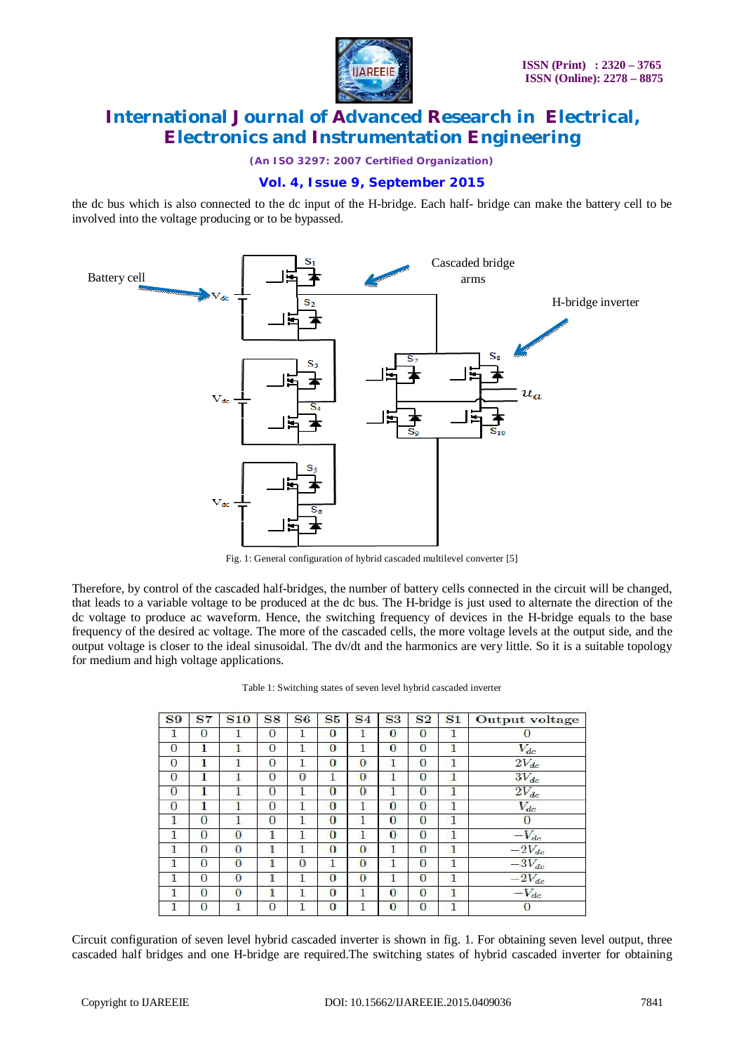the dc bus which is also connected to the dc input of the H-bridge. Each half- bridge can make the battery cell to be involved into the voltage producing or to be bypassed.

Fig. 1: General configuration of hybrid cascaded multilevel converter [5]

Therefore, by control of the cascaded half-bridges, the number of battery cells connected in the circuit will be changed, that leads to a variable voltage to be produced at the dc bus. The H-bridge is just used to alternate the direction of the dc voltage to produce ac waveform. Hence, the switching frequency of devices in the H-bridge equals to the base frequency of the desired ac voltage. The more of the cascaded cells, the more voltage levels at the output side, and the output voltage is closer to the ideal sinusoidal. The dv/dt and the harmonics are very little. So it is a suitable topology for medium and high voltage applications.

Table 1: Switching states of seven level hybrid cascaded inverter

| S9 | S7 | S10 | S8 | S6 | S5 | S4 | S3 | S2 | S1 | Output voltage |
|---|---|---|---|---|---|---|---|---|---|---|
| 1 | 0 | 1 | 0 | 1 | 0 | 1 | 0 | 0 | 1 | 0 |
| 0 | 1 | 1 | 0 | 1 | 0 | 1 | 0 | 0 | 1 | $V_{dc}$ |
| 0 | 1 | 1 | 0 | 1 | 0 | 0 | 1 | 0 | 1 | $2V_{dc}$ |
| 0 | 1 | 1 | 0 | 0 | 1 | 0 | 1 | 0 | 1 | $3V_{dc}$ |
| 0 | 1 | 1 | 0 | 1 | 0 | 0 | 1 | 0 | 1 | $2V_{dc}$ |
| 0 | 1 | 1 | 0 | 1 | 0 | 1 | 0 | 0 | 1 | $V_{dc}$ |
| 1 | 0 | 1 | 0 | 1 | 0 | 1 | 0 | 0 | 1 | 0 |
| 1 | 0 | 0 | 1 | 1 | 0 | 1 | 0 | 0 | 1 | $-V_{dc}$ |
| 1 | 0 | 0 | 1 | 1 | 0 | 0 | 1 | 0 | 1 | $-2V_{dc}$ |
| 1 | 0 | 0 | 1 | 0 | 1 | 0 | 1 | 0 | 1 | $-3V_{dc}$ |
| 1 | 0 | 0 | 1 | 1 | 0 | 0 | 1 | 0 | 1 | $-2V_{dc}$ |
| 1 | 0 | 0 | 1 | 1 | 0 | 1 | 0 | 0 | 1 | $-V_{dc}$ |
| 1 | 0 | 1 | 0 | 1 | 0 | 1 | 0 | 0 | 1 | 0 |

Circuit configuration of seven level hybrid cascaded inverter is shown in fig. 1. For obtaining seven level output, three cascaded half bridges and one H-bridge are required.The switching states of hybrid cascaded inverter for obtaining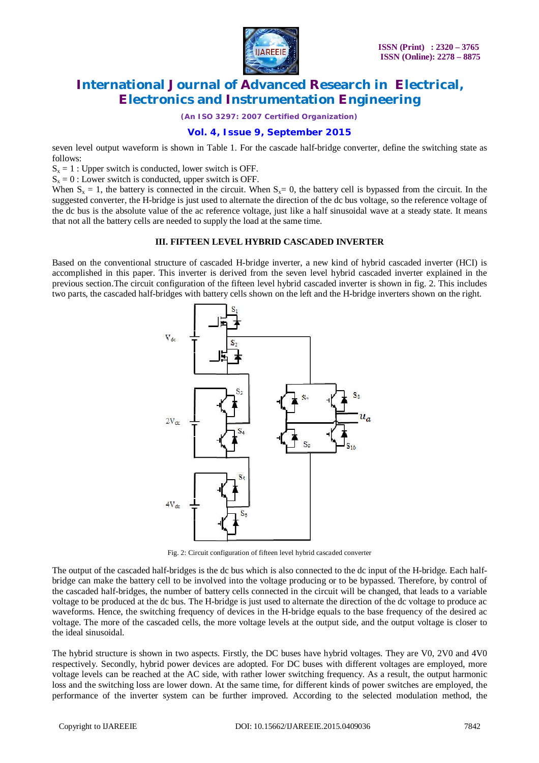seven level output waveform is shown in Table 1. For the cascade half-bridge converter, define the switching state as follows:

$S_x = 1$ : Upper switch is conducted, lower switch is OFF.

$S_x = 0$ : Lower switch is conducted, upper switch is OFF.

When $S_x = 1$, the battery is connected in the circuit. When $S_x = 0$, the battery cell is bypassed from the circuit. In the suggested converter, the H-bridge is just used to alternate the direction of the dc bus voltage, so the reference voltage of the dc bus is the absolute value of the ac reference voltage, just like a half sinusoidal wave at a steady state. It means that not all the battery cells are needed to supply the load at the same time.

## III. FIFTEEN LEVEL HYBRID CASCADED INVERTER

Based on the conventional structure of cascaded H-bridge inverter, a new kind of hybrid cascaded inverter (HCI) is accomplished in this paper. This inverter is derived from the seven level hybrid cascaded inverter explained in the previous section.The circuit configuration of the fifteen level hybrid cascaded inverter is shown in fig. 2. This includes two parts, the cascaded half-bridges with battery cells shown on the left and the H-bridge inverters shown on the right.

Fig. 2: Circuit configuration of fifteen level hybrid cascaded converter

The output of the cascaded half-bridges is the dc bus which is also connected to the dc input of the H-bridge. Each half-bridge can make the battery cell to be involved into the voltage producing or to be bypassed. Therefore, by control of the cascaded half-bridges, the number of battery cells connected in the circuit will be changed, that leads to a variable voltage to be produced at the dc bus. The H-bridge is just used to alternate the direction of the dc voltage to produce ac waveforms. Hence, the switching frequency of devices in the H-bridge equals to the base frequency of the desired ac voltage. The more of the cascaded cells, the more voltage levels at the output side, and the output voltage is closer to the ideal sinusoidal.

The hybrid structure is shown in two aspects. Firstly, the DC buses have hybrid voltages. They are V0, 2V0 and 4V0 respectively. Secondly, hybrid power devices are adopted. For DC buses with different voltages are employed, more voltage levels can be reached at the AC side, with rather lower switching frequency. As a result, the output harmonic loss and the switching loss are lower down. At the same time, for different kinds of power switches are employed, the performance of the inverter system can be further improved. According to the selected modulation method, the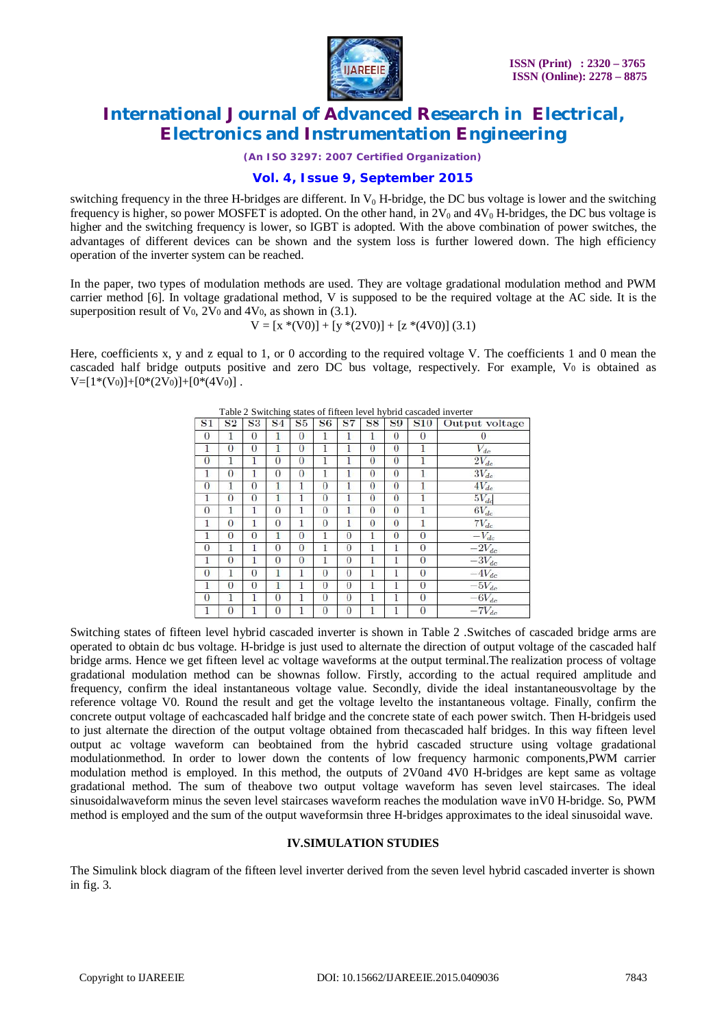switching frequency in the three H-bridges are different. In $V_0$ H-bridge, the DC bus voltage is lower and the switching frequency is higher, so power MOSFET is adopted. On the other hand, in $2V_0$ and $4V_0$ H-bridges, the DC bus voltage is higher and the switching frequency is lower, so IGBT is adopted. With the above combination of power switches, the advantages of different devices can be shown and the system loss is further lowered down. The high efficiency operation of the inverter system can be reached.

In the paper, two types of modulation methods are used. They are voltage gradational modulation method and PWM carrier method [6]. In voltage gradational method, V is supposed to be the required voltage at the AC side. It is the superposition result of $V_0$, $2V_0$ and $4V_0$, as shown in (3.1).

$$V = [x *(V0)] + [y *(2V0)] + [z *(4V0)] \quad (3.1)$$

Here, coefficients x, y and z equal to 1, or 0 according to the required voltage V. The coefficients 1 and 0 mean the cascaded half bridge outputs positive and zero DC bus voltage, respectively. For example, $V_0$ is obtained as $V=[1*(V_0)]+[0*(2V_0)]+[0*(4V_0)]$ .

Table 2 Switching states of fifteen level hybrid cascaded inverter

| S1 | S2 | S3 | S4 | S5 | S6 | S7 | S8 | S9 | S10 | Output voltage |
|---|---|---|---|---|---|---|---|---|---|---|
| 0 | 1 | 0 | 1 | 0 | 1 | 1 | 1 | 0 | 0 | 0 |
| 1 | 0 | 0 | 1 | 0 | 1 | 1 | 0 | 0 | 1 | $V_{dc}$ |
| 0 | 1 | 1 | 0 | 0 | 1 | 1 | 0 | 0 | 1 | $2V_{dc}$ |
| 1 | 0 | 1 | 0 | 0 | 1 | 1 | 0 | 0 | 1 | $3V_{dc}$ |
| 0 | 1 | 0 | 1 | 1 | 0 | 1 | 0 | 0 | 1 | $4V_{dc}$ |
| 1 | 0 | 0 | 1 | 1 | 0 | 1 | 0 | 0 | 1 | $5V_{dc}$ |
| 0 | 1 | 1 | 0 | 1 | 0 | 1 | 0 | 0 | 1 | $6V_{dc}$ |
| 1 | 0 | 1 | 0 | 1 | 0 | 1 | 0 | 0 | 1 | $7V_{dc}$ |
| 1 | 0 | 0 | 1 | 0 | 1 | 0 | 1 | 0 | 0 | $-V_{dc}$ |
| 0 | 1 | 1 | 0 | 0 | 1 | 0 | 1 | 1 | 0 | $-2V_{dc}$ |
| 1 | 0 | 1 | 0 | 0 | 1 | 0 | 1 | 1 | 0 | $-3V_{dc}$ |
| 0 | 1 | 0 | 1 | 1 | 0 | 0 | 1 | 1 | 0 | $-4V_{dc}$ |
| 1 | 0 | 0 | 1 | 1 | 0 | 0 | 1 | 1 | 0 | $-5V_{dc}$ |
| 0 | 1 | 1 | 0 | 1 | 0 | 0 | 1 | 1 | 0 | $-6V_{dc}$ |
| 1 | 0 | 1 | 0 | 1 | 0 | 0 | 1 | 1 | 0 | $-7V_{dc}$ |

Switching states of fifteen level hybrid cascaded inverter is shown in Table 2 .Switches of cascaded bridge arms are operated to obtain dc bus voltage. H-bridge is just used to alternate the direction of output voltage of the cascaded half bridge arms. Hence we get fifteen level ac voltage waveforms at the output terminal.The realization process of voltage gradational modulation method can be shownas follow. Firstly, according to the actual required amplitude and frequency, confirm the ideal instantaneous voltage value. Secondly, divide the ideal instantaneousvoltage by the reference voltage V0. Round the result and get the voltage levelto the instantaneous voltage. Finally, confirm the concrete output voltage of eachcascaded half bridge and the concrete state of each power switch. Then H-bridgeis used to just alternate the direction of the output voltage obtained from thecascaded half bridges. In this way fifteen level output ac voltage waveform can beobtained from the hybrid cascaded structure using voltage gradational modulationmethod. In order to lower down the contents of low frequency harmonic components,PWM carrier modulation method is employed. In this method, the outputs of 2V0and 4V0 H-bridges are kept same as voltage gradational method. The sum of theabove two output voltage waveform has seven level staircases. The ideal sinusoidalwaveform minus the seven level staircases waveform reaches the modulation wave inV0 H-bridge. So, PWM method is employed and the sum of the output waveformsin three H-bridges approximates to the ideal sinusoidal wave.

## IV.SIMULATION STUDIES

The Simulink block diagram of the fifteen level inverter derived from the seven level hybrid cascaded inverter is shown in fig. 3.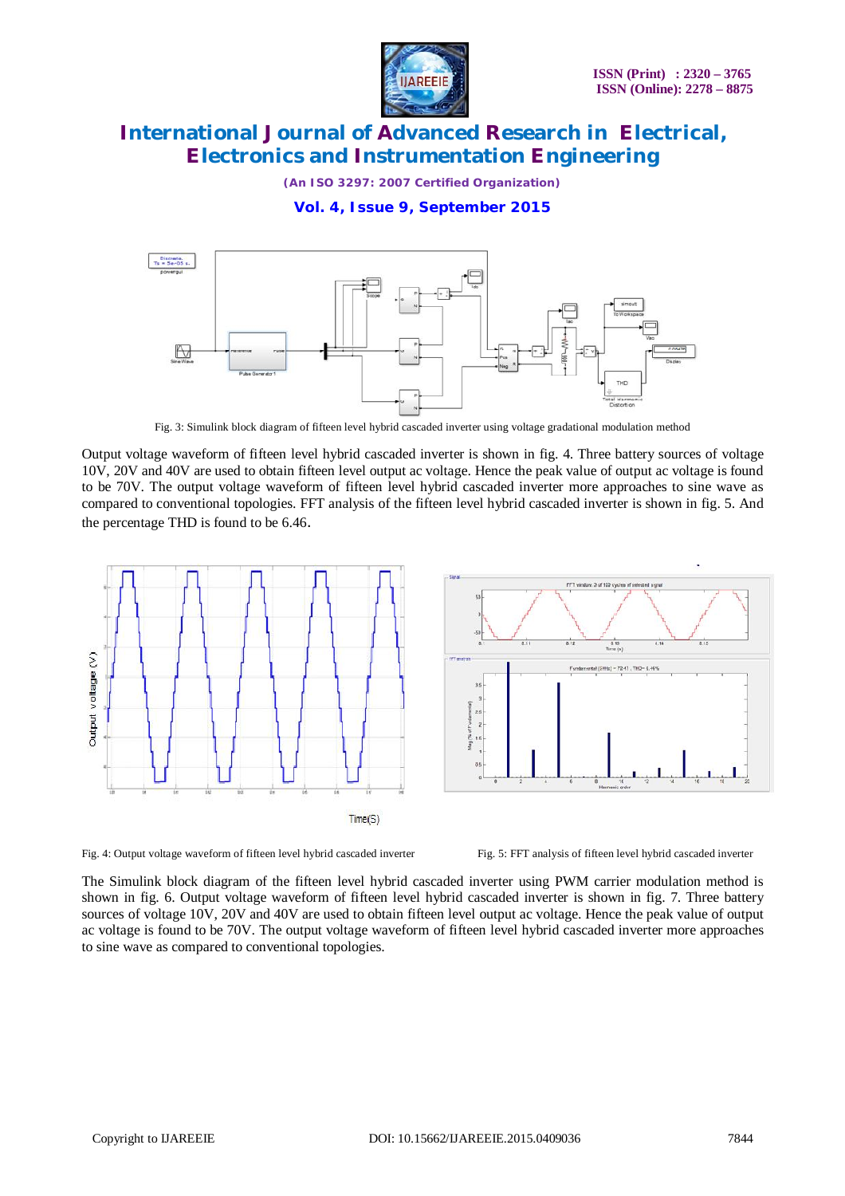Fig. 3: Simulink block diagram of fifteen level hybrid cascaded inverter using voltage gradational modulation method

Output voltage waveform of fifteen level hybrid cascaded inverter is shown in fig. 4. Three battery sources of voltage 10V, 20V and 40V are used to obtain fifteen level output ac voltage. Hence the peak value of output ac voltage is found to be 70V. The output voltage waveform of fifteen level hybrid cascaded inverter more approaches to sine wave as compared to conventional topologies. FFT analysis of the fifteen level hybrid cascaded inverter is shown in fig. 5. And the percentage THD is found to be 6.46.

Fig. 4: Output voltage waveform of fifteen level hybrid cascaded inverter

Fig. 5: FFT analysis of fifteen level hybrid cascaded inverter

The Simulink block diagram of the fifteen level hybrid cascaded inverter using PWM carrier modulation method is shown in fig. 6. Output voltage waveform of fifteen level hybrid cascaded inverter is shown in fig. 7. Three battery sources of voltage 10V, 20V and 40V are used to obtain fifteen level output ac voltage. Hence the peak value of output ac voltage is found to be 70V. The output voltage waveform of fifteen level hybrid cascaded inverter more approaches to sine wave as compared to conventional topologies.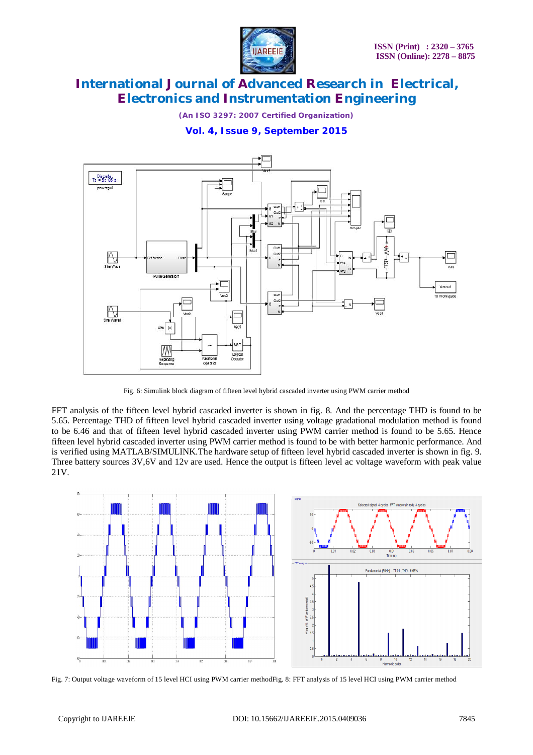Fig. 6: Simulink block diagram of fifteen level hybrid cascaded inverter using PWM carrier method

FFT analysis of the fifteen level hybrid cascaded inverter is shown in fig. 8. And the percentage THD is found to be 5.65. Percentage THD of fifteen level hybrid cascaded inverter using voltage gradational modulation method is found to be 6.46 and that of fifteen level hybrid cascaded inverter using PWM carrier method is found to be 5.65. Hence fifteen level hybrid cascaded inverter using PWM carrier method is found to be with better harmonic performance. And is verified using MATLAB/SIMULINK.The hardware setup of fifteen level hybrid cascaded inverter is shown in fig. 9. Three battery sources 3V,6V and 12v are used. Hence the output is fifteen level ac voltage waveform with peak value 21V.

Fig. 7: Output voltage waveform of 15 level HCI using PWM carrier methodFig. 8: FFT analysis of 15 level HCI using PWM carrier method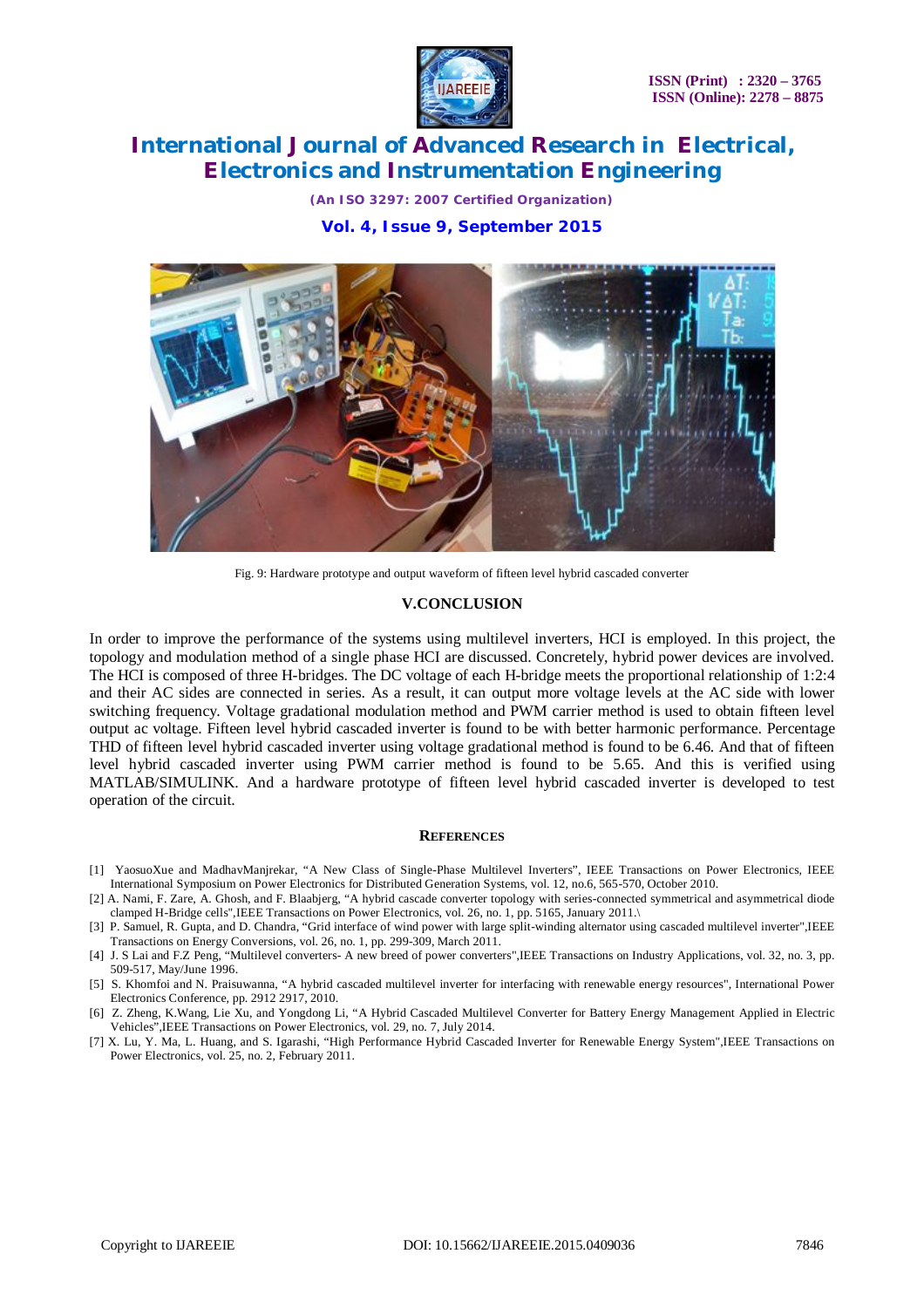Fig. 9: Hardware prototype and output waveform of fifteen level hybrid cascaded converter

## V.CONCLUSION

In order to improve the performance of the systems using multilevel inverters, HCI is employed. In this project, the topology and modulation method of a single phase HCI are discussed. Concretely, hybrid power devices are involved. The HCI is composed of three H-bridges. The DC voltage of each H-bridge meets the proportional relationship of 1:2:4 and their AC sides are connected in series. As a result, it can output more voltage levels at the AC side with lower switching frequency. Voltage gradational modulation method and PWM carrier method is used to obtain fifteen level output ac voltage. Fifteen level hybrid cascaded inverter is found to be with better harmonic performance. Percentage THD of fifteen level hybrid cascaded inverter using voltage gradational method is found to be 6.46. And that of fifteen level hybrid cascaded inverter using PWM carrier method is found to be 5.65. And this is verified using MATLAB/SIMULINK. And a hardware prototype of fifteen level hybrid cascaded inverter is developed to test operation of the circuit.

## REFERENCES

[1] YaosuoXue and MadhavManjrekar, "A New Class of Single-Phase Multilevel Inverters", IEEE Transactions on Power Electronics, IEEE International Symposium on Power Electronics for Distributed Generation Systems, vol. 12, no.6, 565-570, October 2010.

[2] A. Nami, F. Zare, A. Ghosh, and F. Blaabjerg, "A hybrid cascade converter topology with series-connected symmetrical and asymmetrical diode clamped H-Bridge cells",IEEE Transactions on Power Electronics, vol. 26, no. 1, pp. 5165, January 2011.\

[3] P. Samuel, R. Gupta, and D. Chandra, "Grid interface of wind power with large split-winding alternator using cascaded multilevel inverter",IEEE Transactions on Energy Conversions, vol. 26, no. 1, pp. 299-309, March 2011.

[4] J. S Lai and F.Z Peng, "Multilevel converters- A new breed of power converters",IEEE Transactions on Industry Applications, vol. 32, no. 3, pp. 509-517, May/June 1996.

[5] S. Khomfoi and N. Praisuwanna, "A hybrid cascaded multilevel inverter for interfacing with renewable energy resources", International Power Electronics Conference, pp. 2912 2917, 2010.

[6] Z. Zheng, K.Wang, Lie Xu, and Yongdong Li, "A Hybrid Cascaded Multilevel Converter for Battery Energy Management Applied in Electric Vehicles",IEEE Transactions on Power Electronics, vol. 29, no. 7, July 2014.

[7] X. Lu, Y. Ma, L. Huang, and S. Igarashi, "High Performance Hybrid Cascaded Inverter for Renewable Energy System",IEEE Transactions on Power Electronics, vol. 25, no. 2, February 2011.